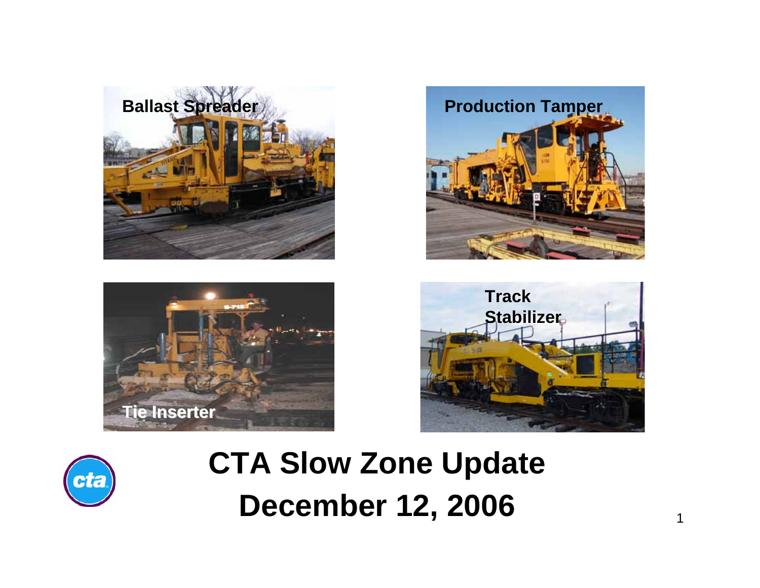Ballast Spreader

Production Tamper

Tie Inserter

Track Stabilizer

# CTA Slow Zone Update
# December 12, 2006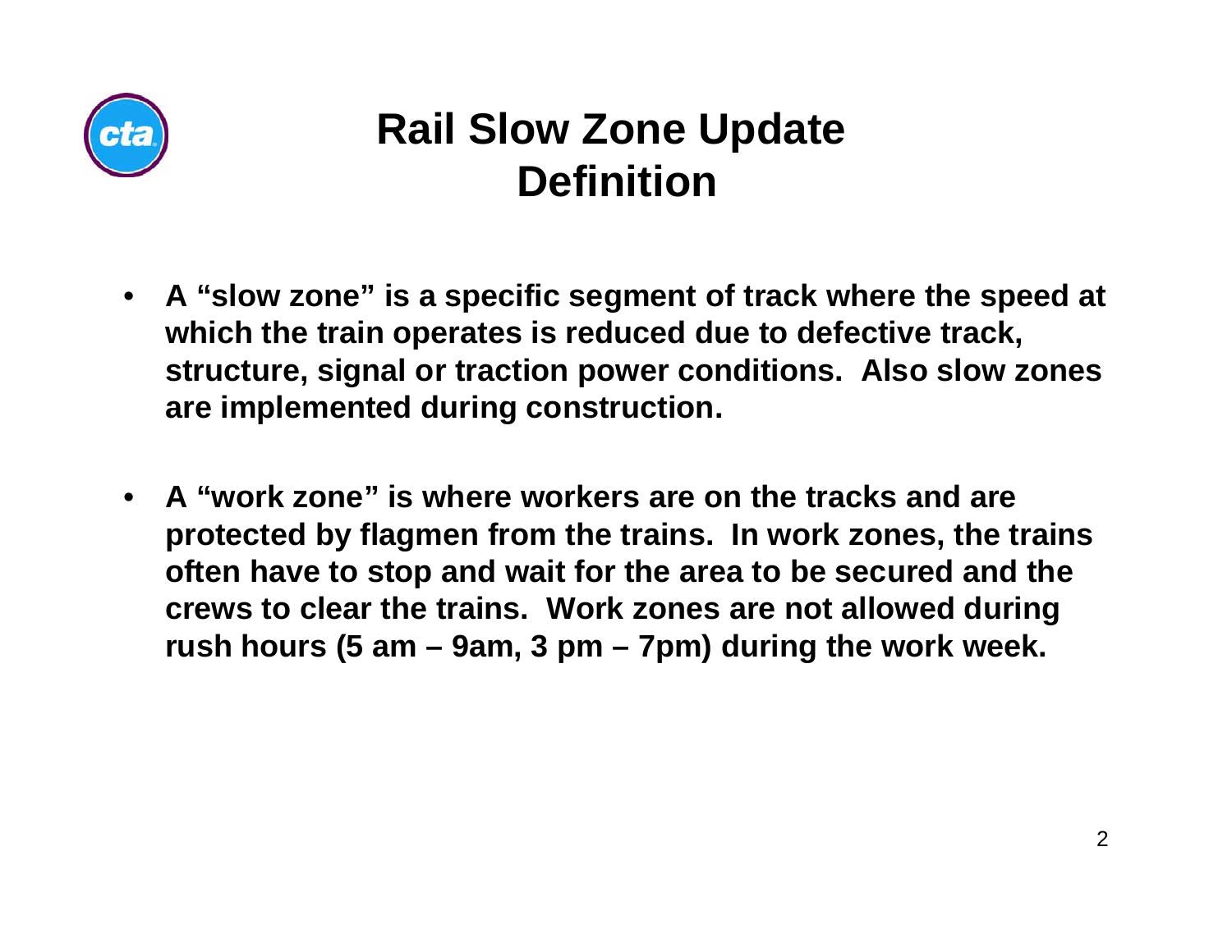# Rail Slow Zone Update
## Definition

- **A "slow zone" is a specific segment of track where the speed at which the train operates is reduced due to defective track, structure, signal or traction power conditions. Also slow zones are implemented during construction.**

- **A "work zone" is where workers are on the tracks and are protected by flagmen from the trains. In work zones, the trains often have to stop and wait for the area to be secured and the crews to clear the trains. Work zones are not allowed during rush hours (5 am – 9am, 3 pm – 7pm) during the work week.**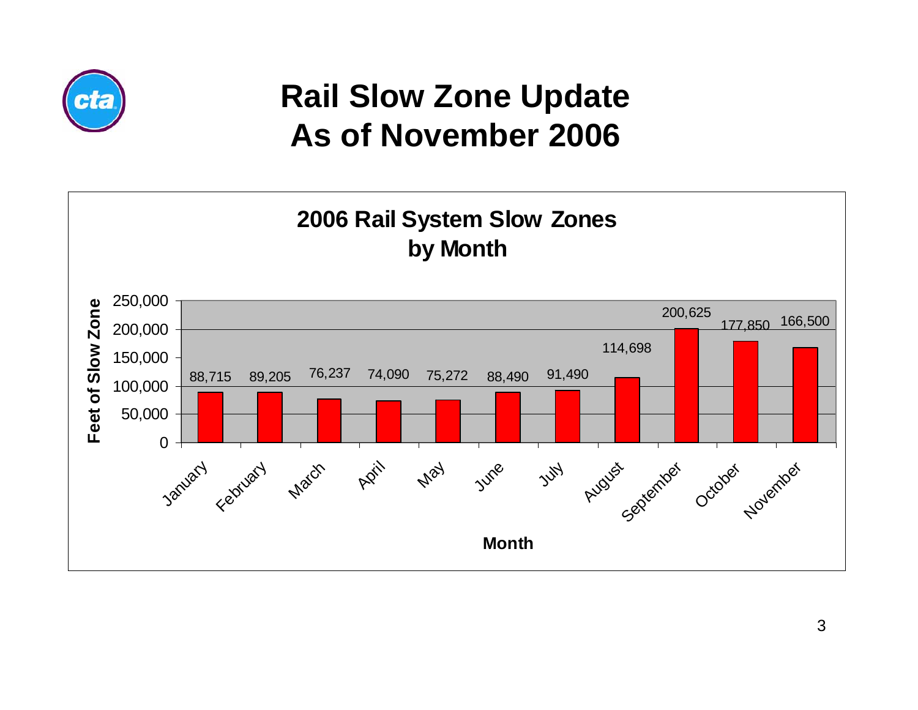# Rail Slow Zone Update As of November 2006

## 2006 Rail System Slow Zones by Month

| Month | Feet of Slow Zone |
| --- | --- |
| January | 88,715 |
| February | 89,205 |
| March | 76,237 |
| April | 74,090 |
| May | 75,272 |
| June | 88,490 |
| July | 91,490 |
| August | 114,698 |
| September | 200,625 |
| October | 177,850 |
| November | 166,500 |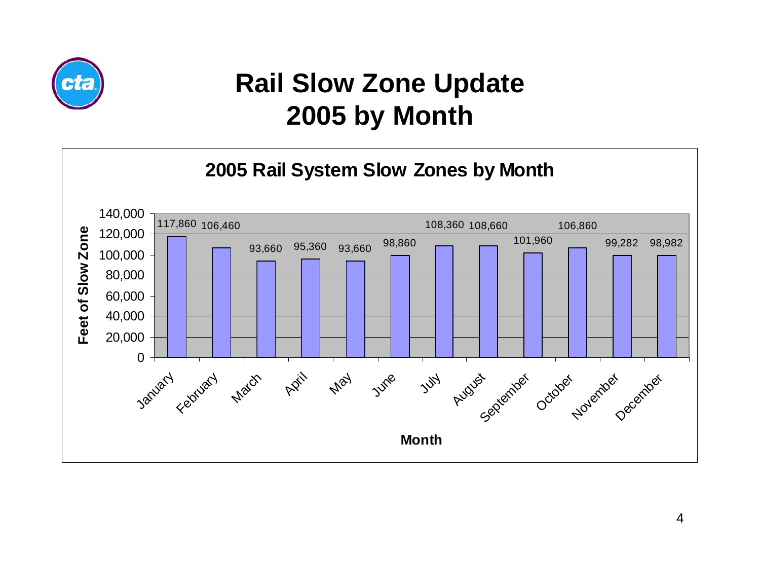# Rail Slow Zone Update 2005 by Month

## 2005 Rail System Slow Zones by Month

| Month | Feet of Slow Zone |
| --- | --- |
| January | 117,860 |
| February | 106,460 |
| March | 93,660 |
| April | 95,360 |
| May | 93,660 |
| June | 98,860 |
| July | 108,360 |
| August | 108,660 |
| September | 101,960 |
| October | 106,860 |
| November | 99,282 |
| December | 98,982 |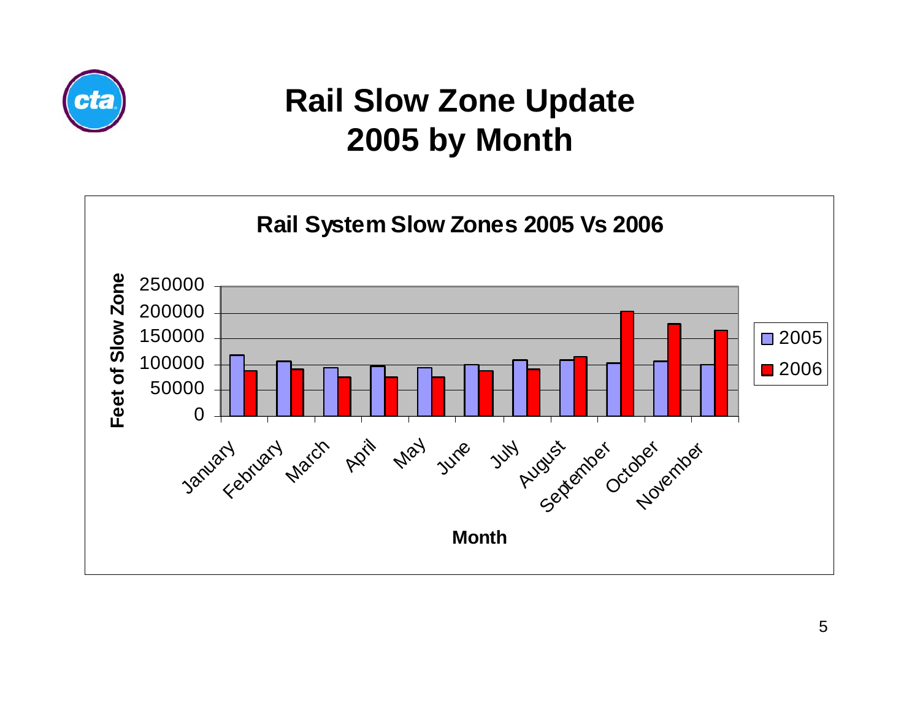# Rail Slow Zone Update 2005 by Month

**Rail System Slow Zones 2005 Vs 2006**

Feet of Slow Zone

250000
200000
150000
100000
50000
0

January, February, March, April, May, June, July, August, September, October, November

Month

2005
2006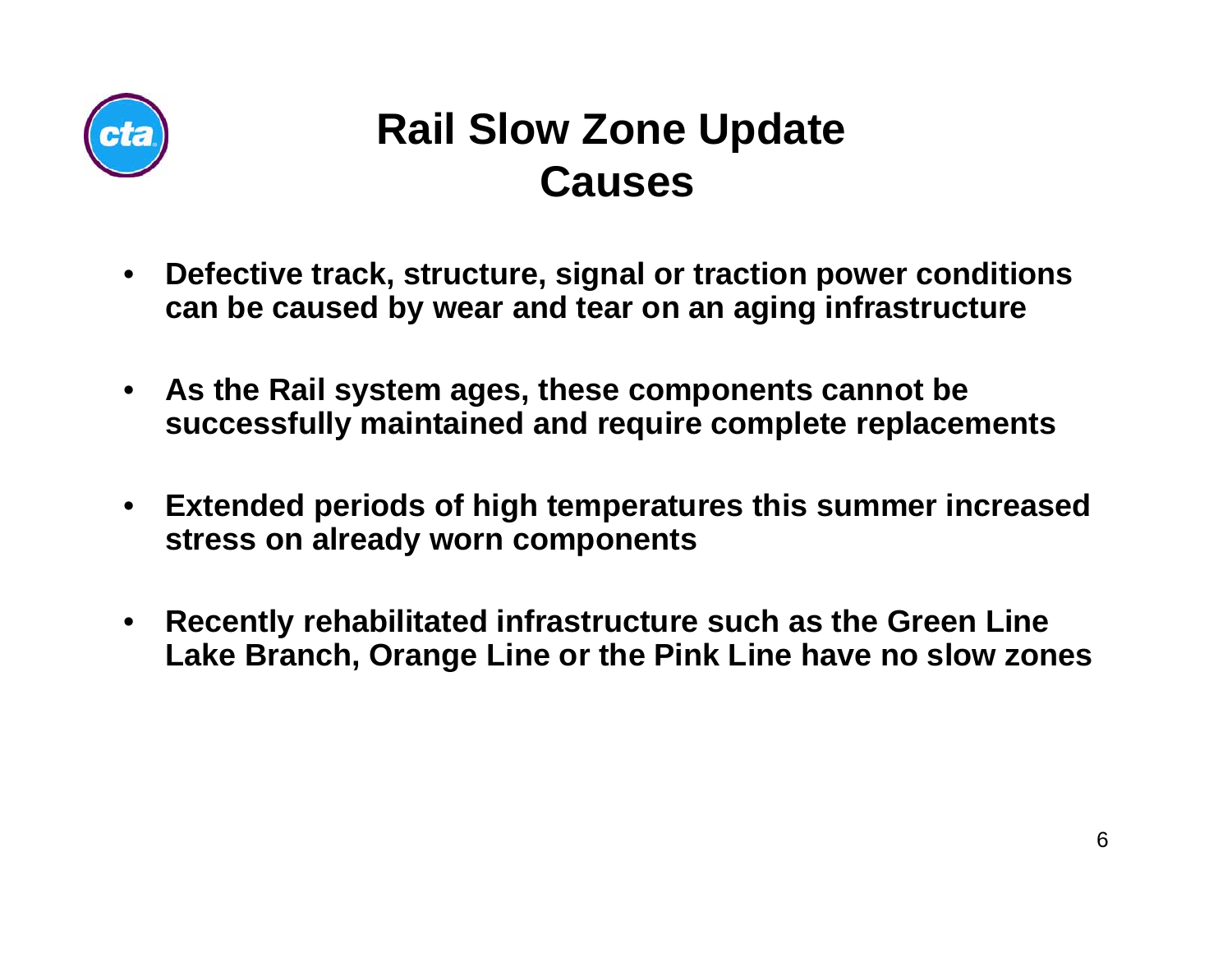# Rail Slow Zone Update
## Causes

- **Defective track, structure, signal or traction power conditions can be caused by wear and tear on an aging infrastructure**
- **As the Rail system ages, these components cannot be successfully maintained and require complete replacements**
- **Extended periods of high temperatures this summer increased stress on already worn components**
- **Recently rehabilitated infrastructure such as the Green Line Lake Branch, Orange Line or the Pink Line have no slow zones**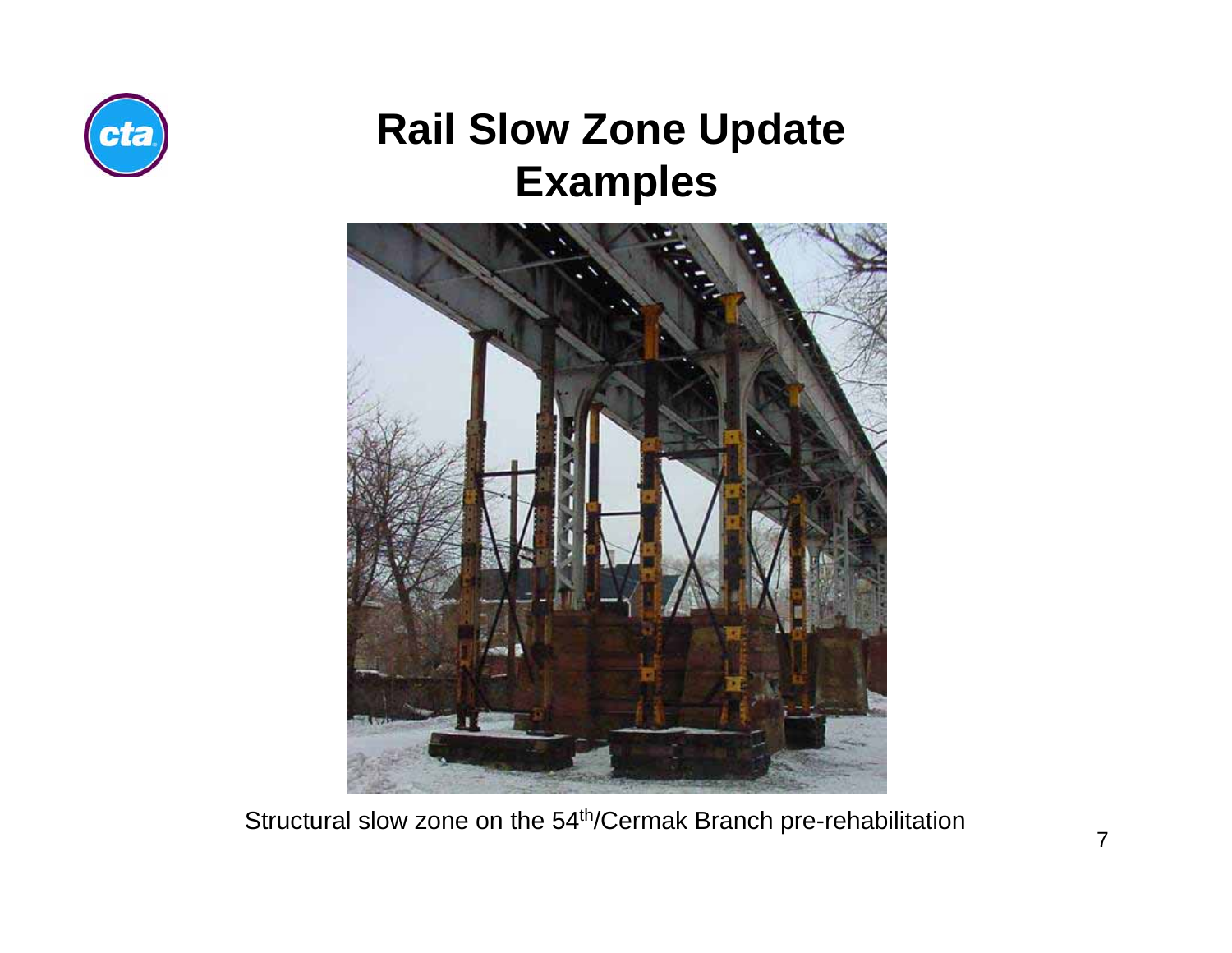# Rail Slow Zone Update
## Examples

Structural slow zone on the 54th/Cermak Branch pre-rehabilitation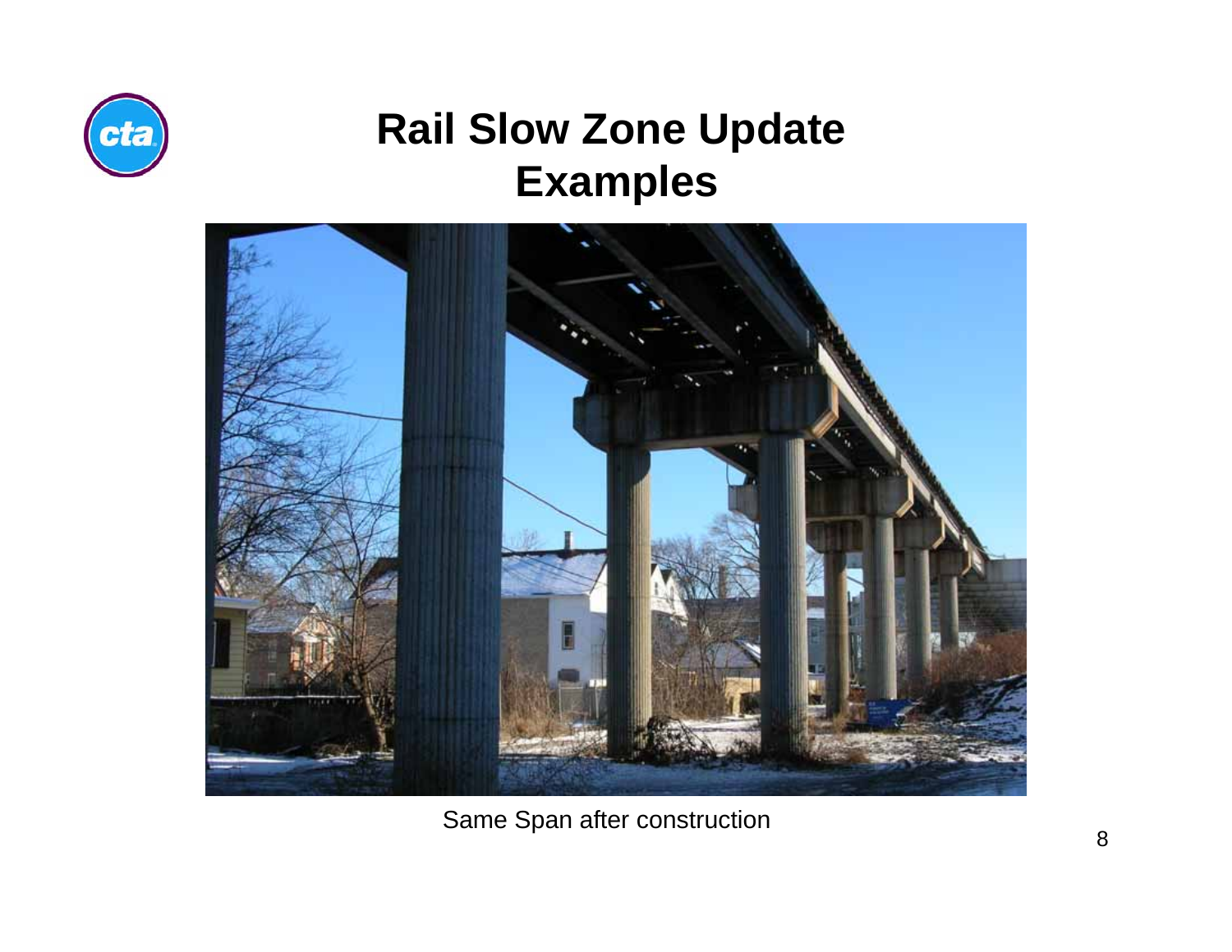# Rail Slow Zone Update
# Examples

Same Span after construction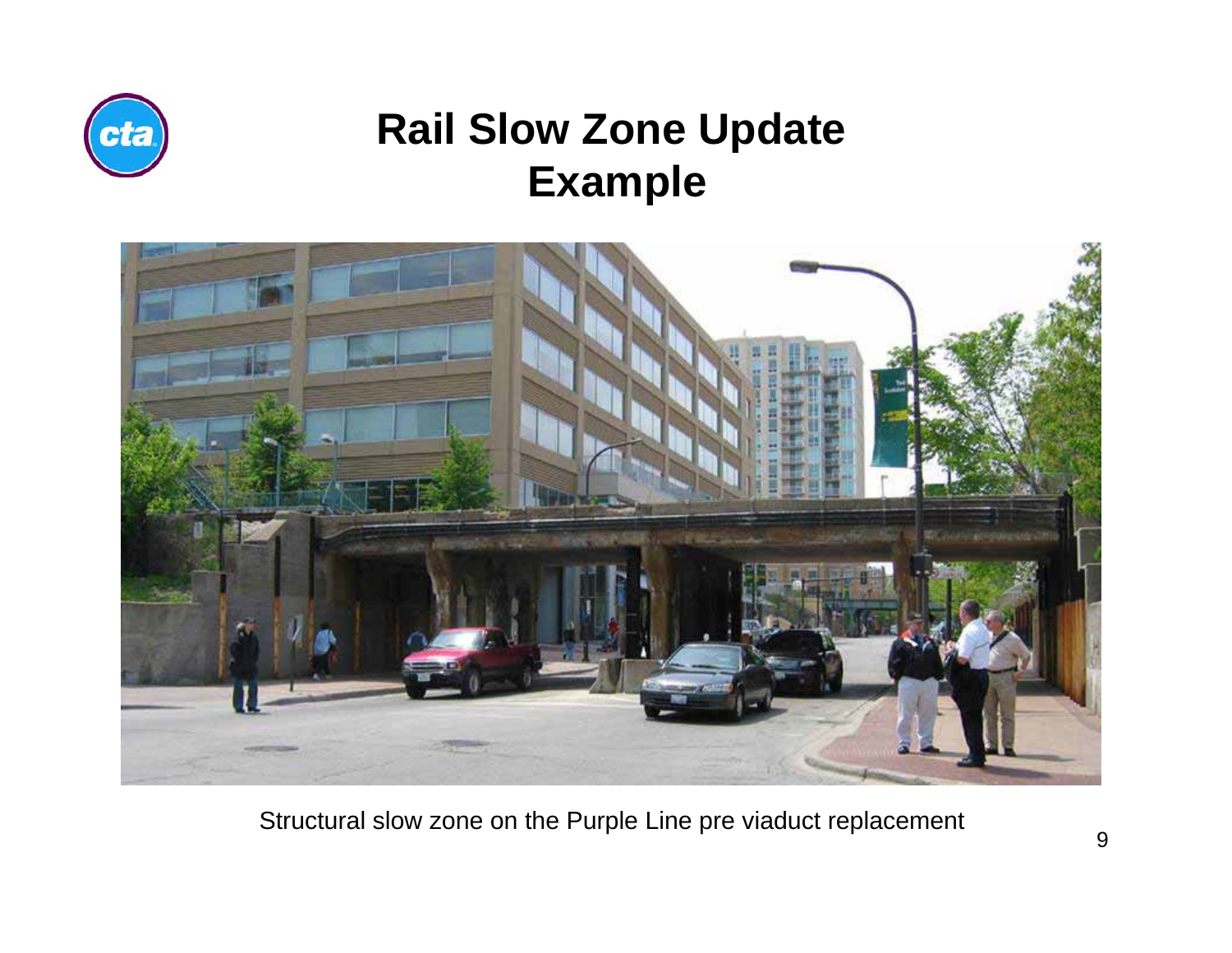# Rail Slow Zone Update Example

Structural slow zone on the Purple Line pre viaduct replacement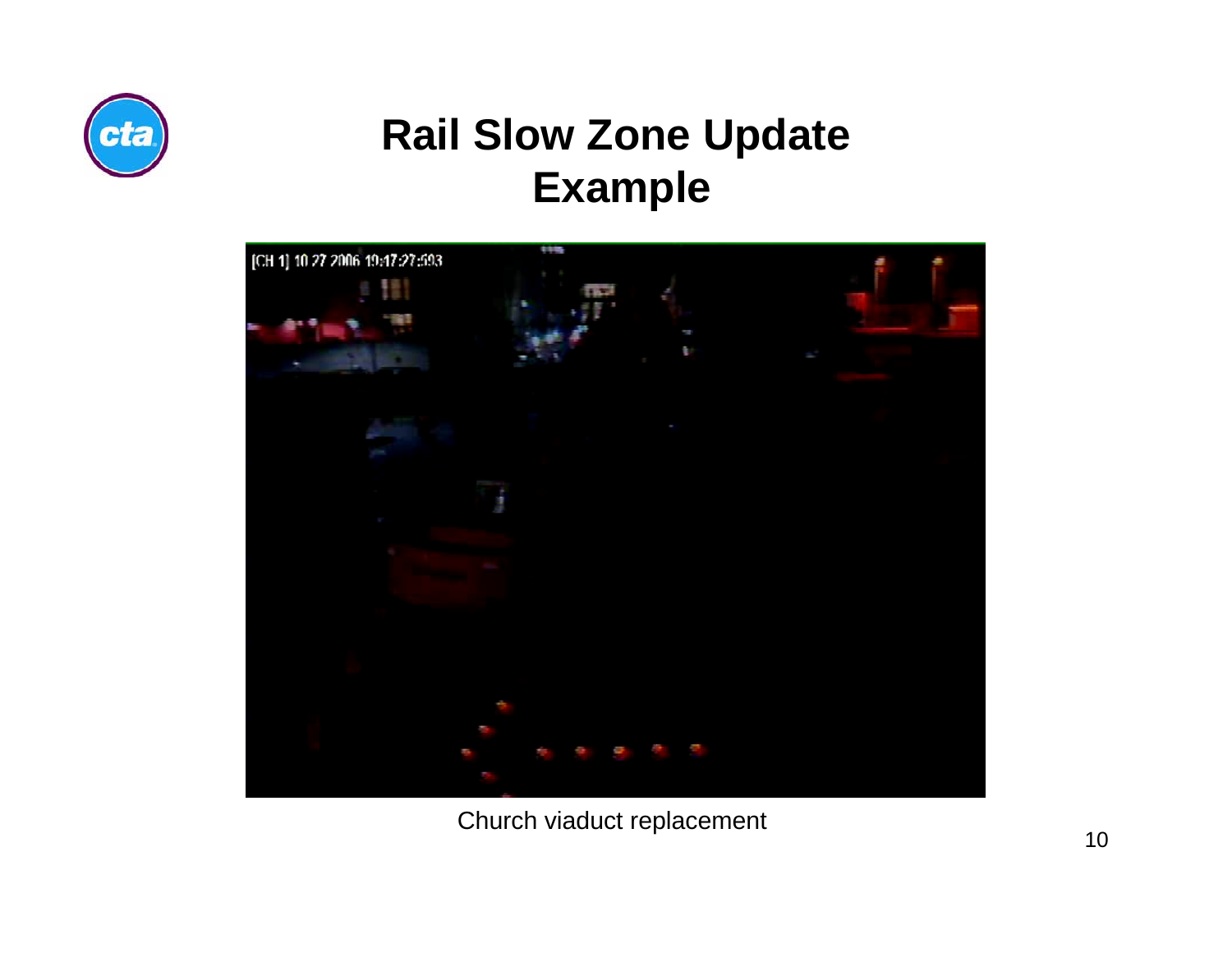# Rail Slow Zone Update
# Example

Church viaduct replacement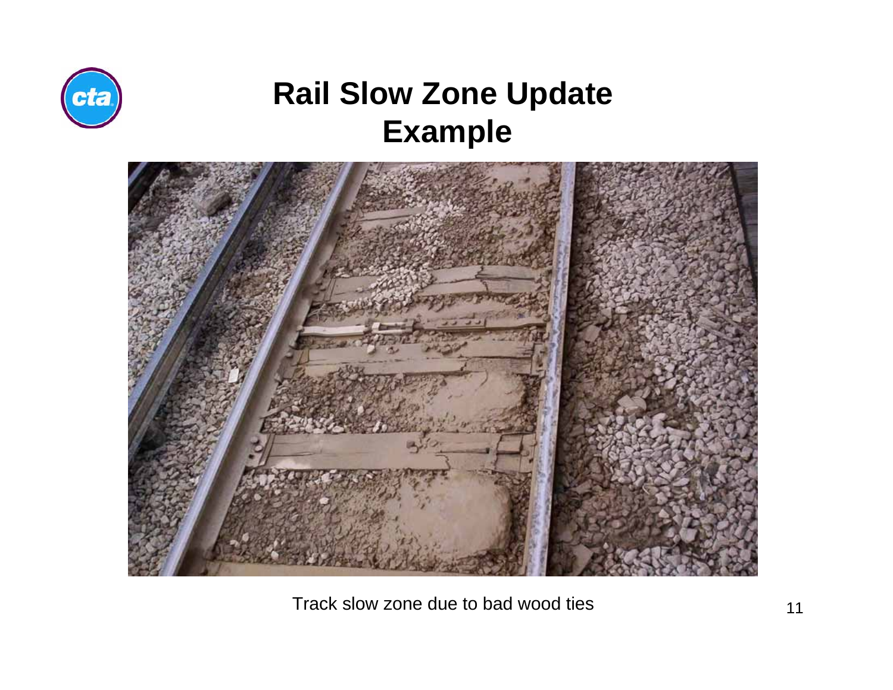# Rail Slow Zone Update Example

Track slow zone due to bad wood ties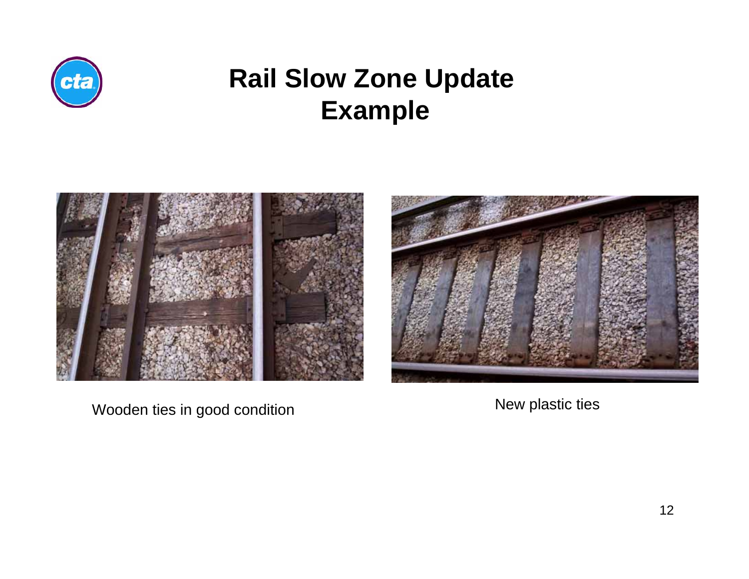# Rail Slow Zone Update Example

Wooden ties in good condition

New plastic ties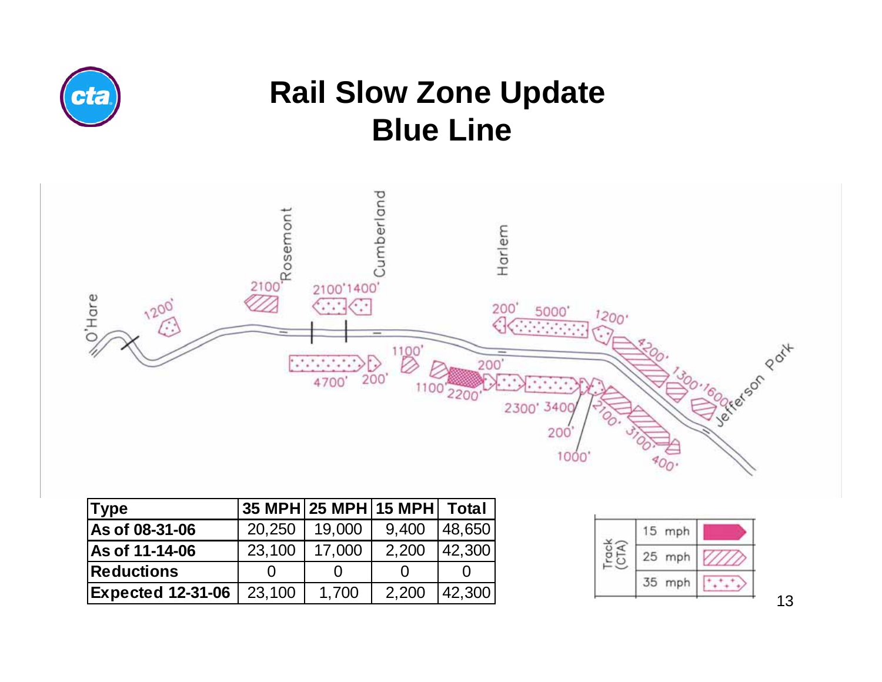# Rail Slow Zone Update
# Blue Line

| Type | 35 MPH | 25 MPH | 15 MPH | Total |
|---|---|---|---|---|
| As of 08-31-06 | 20,250 | 19,000 | 9,400 | 48,650 |
| As of 11-14-06 | 23,100 | 17,000 | 2,200 | 42,300 |
| Reductions | 0 | 0 | 0 | 0 |
| Expected 12-31-06 | 23,100 | 1,700 | 2,200 | 42,300 |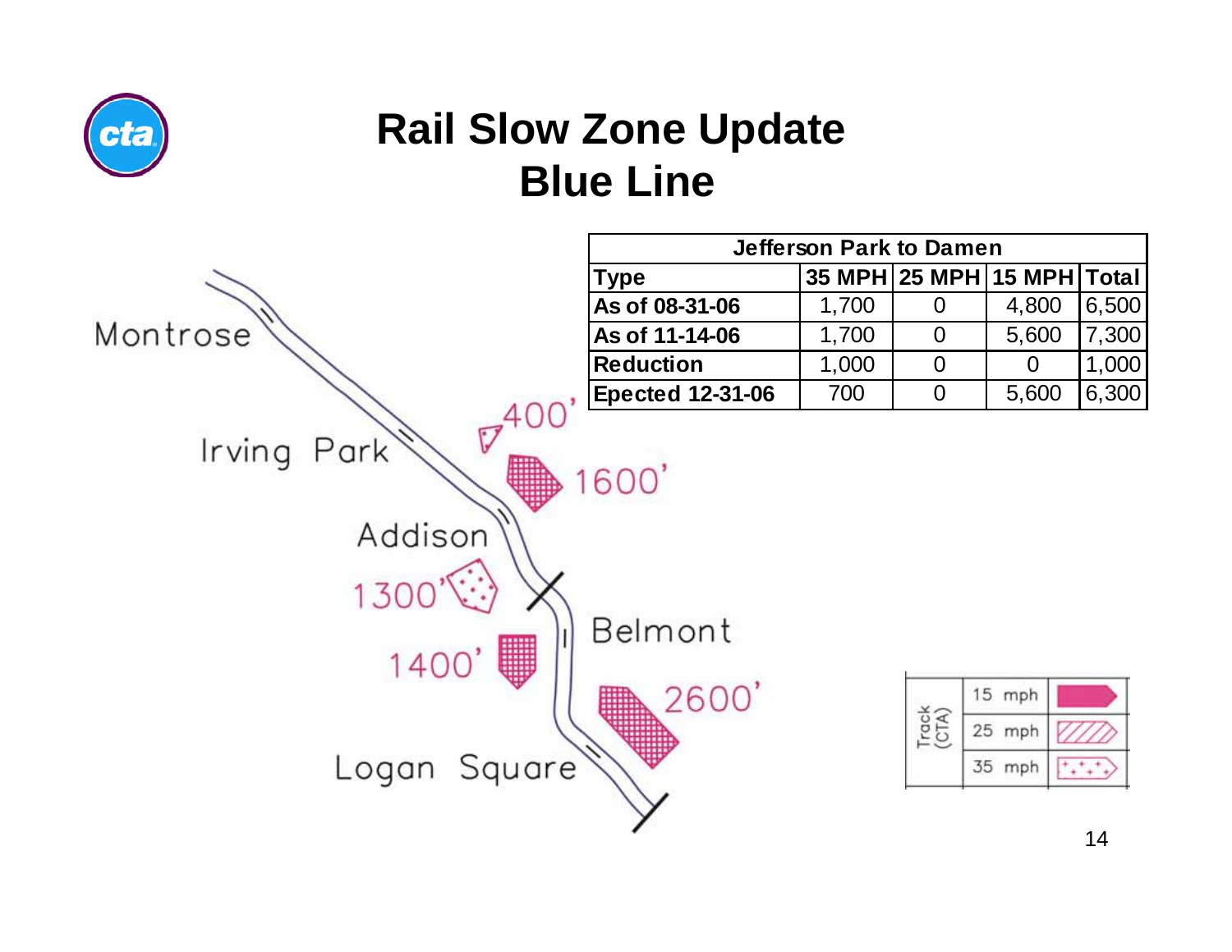# Rail Slow Zone Update
# Blue Line

| Jefferson Park to Damen | | | | |
|---|---|---|---|---|
| **Type** | **35 MPH** | **25 MPH** | **15 MPH** | **Total** |
| **As of 08-31-06** | 1,700 | 0 | 4,800 | 6,500 |
| **As of 11-14-06** | 1,700 | 0 | 5,600 | 7,300 |
| **Reduction** | 1,000 | 0 | 0 | 1,000 |
| **Epected 12-31-06** | 700 | 0 | 5,600 | 6,300 |

Montrose

Irving Park

Addison

Belmont

Logan Square

400'

1600'

1300'

1400'

2600'

| Track (CTA) | |
|---|---|
| 15 mph | |
| 25 mph | |
| 35 mph | |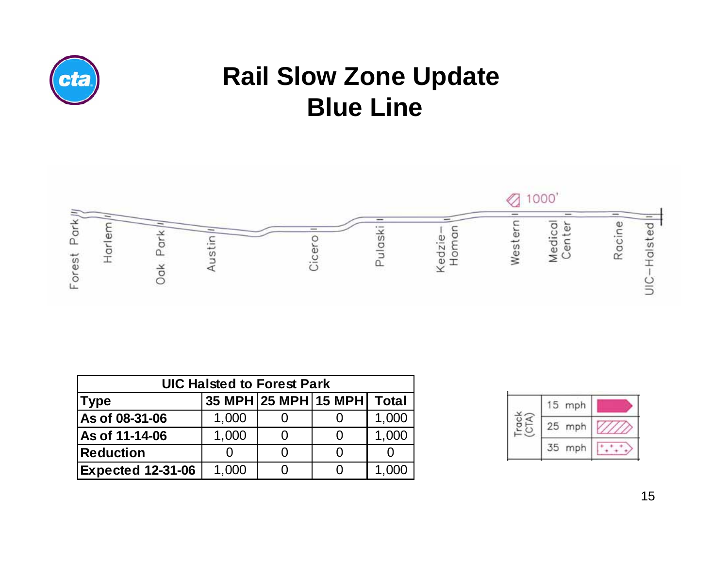# Rail Slow Zone Update
# Blue Line

Forest Park | Harlem | Oak Park | Austin | Cicero | Pulaski | Kedzie–Homan | Western | Medical Center | Racine | UIC–Halsted

1000'

| UIC Halsted to Forest Park | | | | |
|---|---|---|---|---|
| **Type** | **35 MPH** | **25 MPH** | **15 MPH** | **Total** |
| **As of 08-31-06** | 1,000 | 0 | 0 | 1,000 |
| **As of 11-14-06** | 1,000 | 0 | 0 | 1,000 |
| **Reduction** | 0 | 0 | 0 | 0 |
| **Expected 12-31-06** | 1,000 | 0 | 0 | 1,000 |

| Track (CTA) | |
|---|---|
| | 15 mph |
| | 25 mph |
| | 35 mph |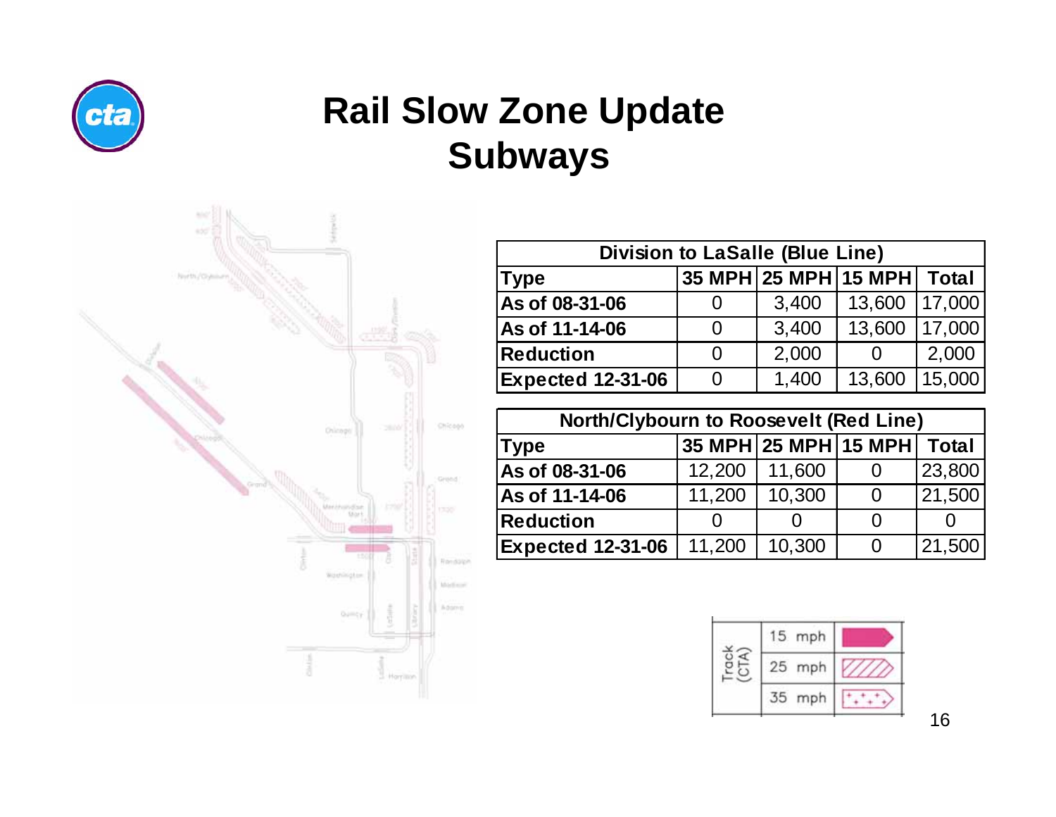# Rail Slow Zone Update
## Subways

| Division to LaSalle (Blue Line) | | | | |
|---|---|---|---|---|
| **Type** | **35 MPH** | **25 MPH** | **15 MPH** | **Total** |
| **As of 08-31-06** | 0 | 3,400 | 13,600 | 17,000 |
| **As of 11-14-06** | 0 | 3,400 | 13,600 | 17,000 |
| **Reduction** | 0 | 2,000 | 0 | 2,000 |
| **Expected 12-31-06** | 0 | 1,400 | 13,600 | 15,000 |

| North/Clybourn to Roosevelt (Red Line) | | | | |
|---|---|---|---|---|
| **Type** | **35 MPH** | **25 MPH** | **15 MPH** | **Total** |
| **As of 08-31-06** | 12,200 | 11,600 | 0 | 23,800 |
| **As of 11-14-06** | 11,200 | 10,300 | 0 | 21,500 |
| **Reduction** | 0 | 0 | 0 | 0 |
| **Expected 12-31-06** | 11,200 | 10,300 | 0 | 21,500 |

| Track (CTA) | |
|---|---|
| 15 mph | |
| 25 mph | |
| 35 mph | |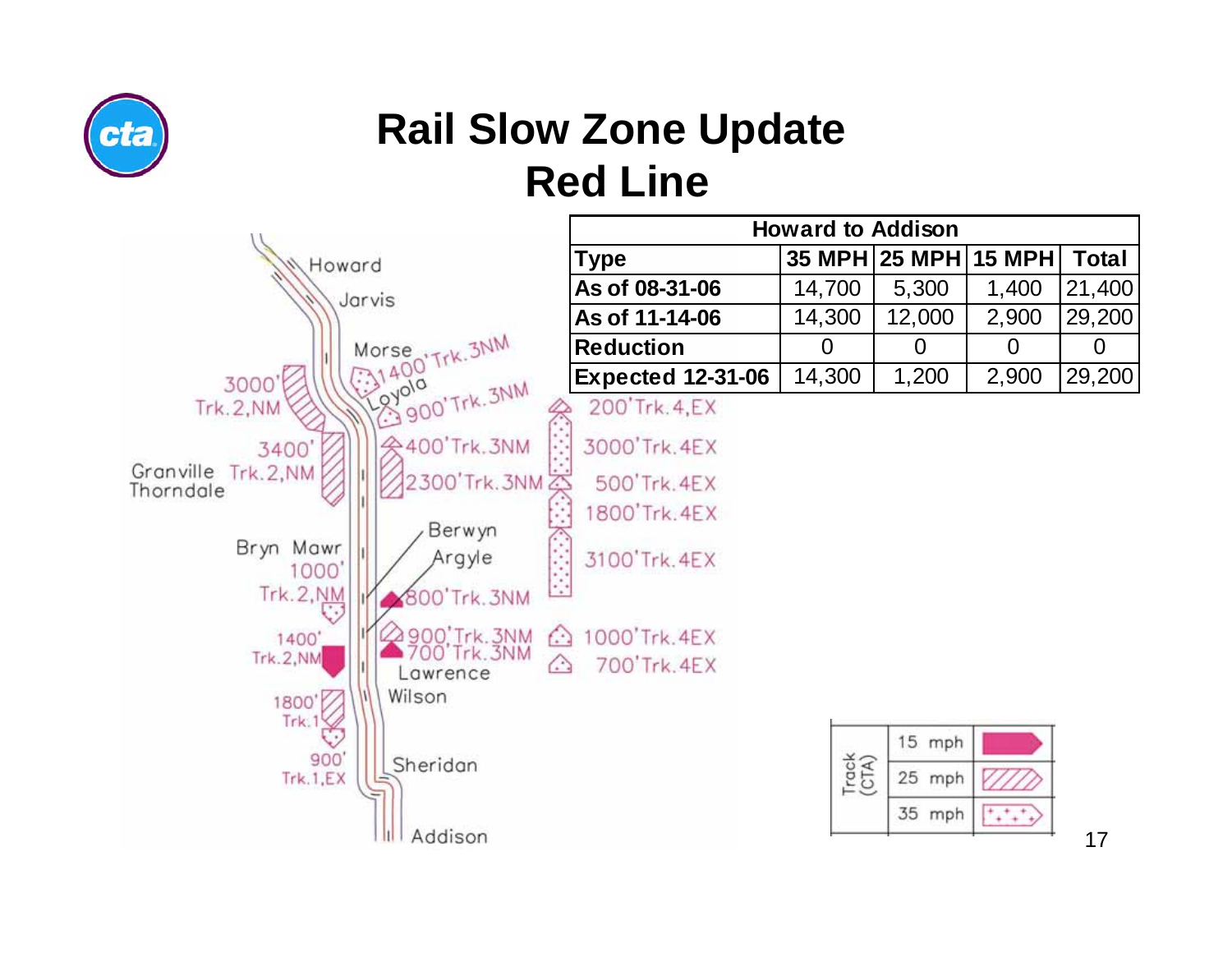# Rail Slow Zone Update

# Red Line

| Howard to Addison | | | | |
|---|---|---|---|---|
| Type | 35 MPH | 25 MPH | 15 MPH | Total |
| As of 08-31-06 | 14,700 | 5,300 | 1,400 | 21,400 |
| As of 11-14-06 | 14,300 | 12,000 | 2,900 | 29,200 |
| Reduction | 0 | 0 | 0 | 0 |
| Expected 12-31-06 | 14,300 | 1,200 | 2,900 | 29,200 |

Howard
Jarvis
Morse
Loyola
Granville
Thorndale
Bryn Mawr
Berwyn
Argyle
Lawrence
Wilson
Sheridan
Addison

3000' Trk.2,NM
3400' Trk.2,NM
1000' Trk.2,NM
1400' Trk.2,NM
1800' Trk.1
900' Trk.1,EX

1400' Trk.3NM
900' Trk.3NM
400' Trk.3NM
2300' Trk.3NM
800' Trk.3NM
900' Trk.3NM
700' Trk.3NM

200' Trk.4,EX
3000' Trk.4EX
500' Trk.4EX
1800' Trk.4EX
3100' Trk.4EX
1000' Trk.4EX
700' Trk.4EX

| Track (CTA) | |
|---|---|
| 15 mph | |
| 25 mph | |
| 35 mph | |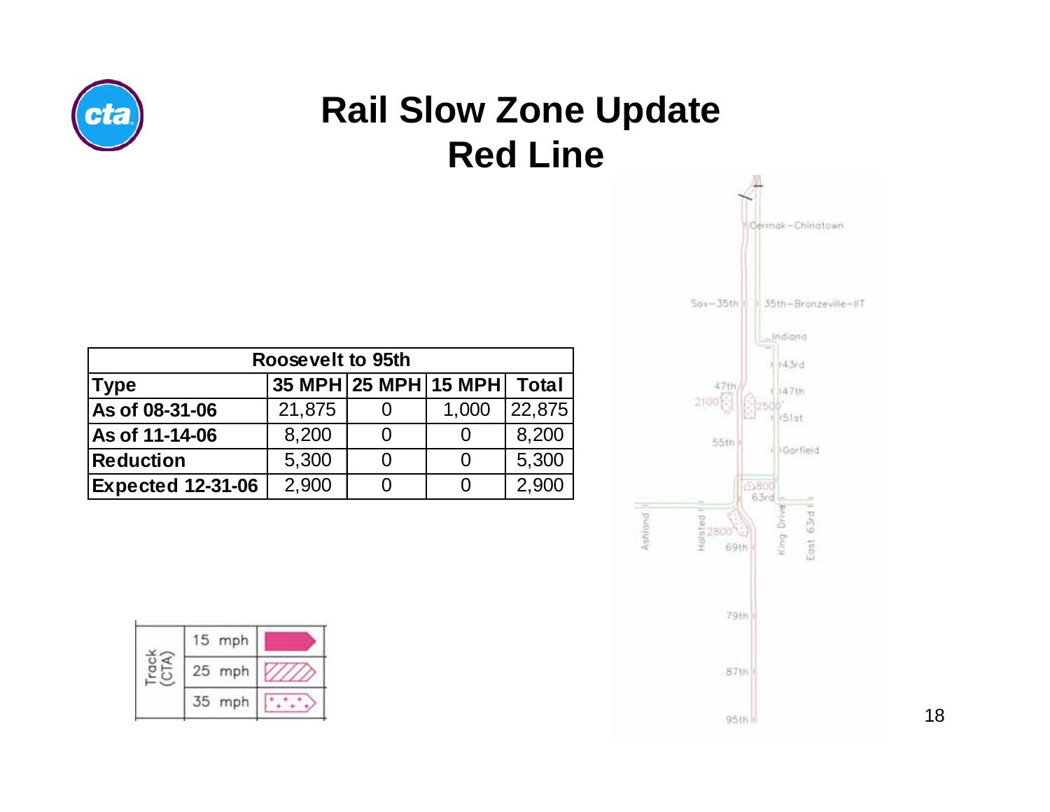# Rail Slow Zone Update
## Red Line

| Roosevelt to 95th | | | | |
|---|---|---|---|---|
| **Type** | **35 MPH** | **25 MPH** | **15 MPH** | **Total** |
| **As of 08-31-06** | 21,875 | 0 | 1,000 | 22,875 |
| **As of 11-14-06** | 8,200 | 0 | 0 | 8,200 |
| **Reduction** | 5,300 | 0 | 0 | 5,300 |
| **Expected 12-31-06** | 2,900 | 0 | 0 | 2,900 |

| Track (CTA) | |
|---|---|
| 15 mph | |
| 25 mph | |
| 35 mph | |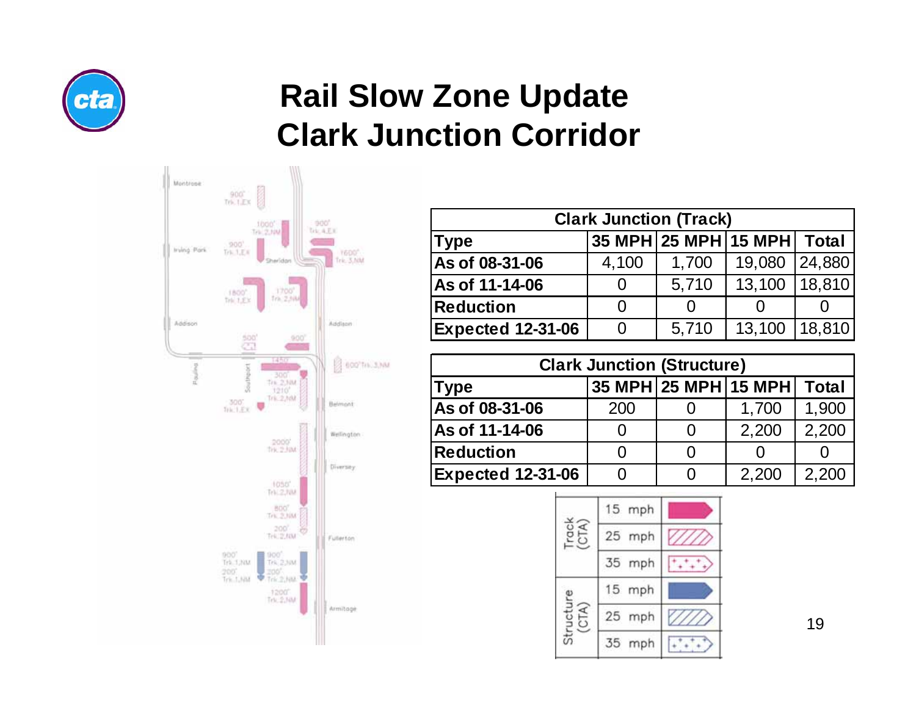# Rail Slow Zone Update
# Clark Junction Corridor

| Clark Junction (Track) | | | | |
|---|---|---|---|---|
| **Type** | **35 MPH** | **25 MPH** | **15 MPH** | **Total** |
| **As of 08-31-06** | 4,100 | 1,700 | 19,080 | 24,880 |
| **As of 11-14-06** | 0 | 5,710 | 13,100 | 18,810 |
| **Reduction** | 0 | 0 | 0 | 0 |
| **Expected 12-31-06** | 0 | 5,710 | 13,100 | 18,810 |

| Clark Junction (Structure) | | | | |
|---|---|---|---|---|
| **Type** | **35 MPH** | **25 MPH** | **15 MPH** | **Total** |
| **As of 08-31-06** | 200 | 0 | 1,700 | 1,900 |
| **As of 11-14-06** | 0 | 0 | 2,200 | 2,200 |
| **Reduction** | 0 | 0 | 0 | 0 |
| **Expected 12-31-06** | 0 | 0 | 2,200 | 2,200 |

| | |
|---|---|
| Track (CTA) | 15 mph |
| | 25 mph |
| | 35 mph |
| Structure (CTA) | 15 mph |
| | 25 mph |
| | 35 mph |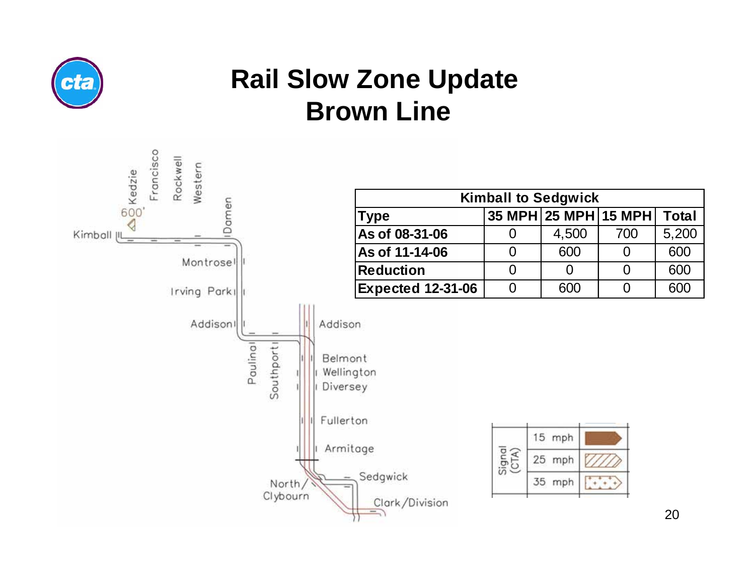# Rail Slow Zone Update
## Brown Line

| Kimball to Sedgwick | | | | |
|---|---|---|---|---|
| **Type** | **35 MPH** | **25 MPH** | **15 MPH** | **Total** |
| **As of 08-31-06** | 0 | 4,500 | 700 | 5,200 |
| **As of 11-14-06** | 0 | 600 | 0 | 600 |
| **Reduction** | 0 | 0 | 0 | 600 |
| **Expected 12-31-06** | 0 | 600 | 0 | 600 |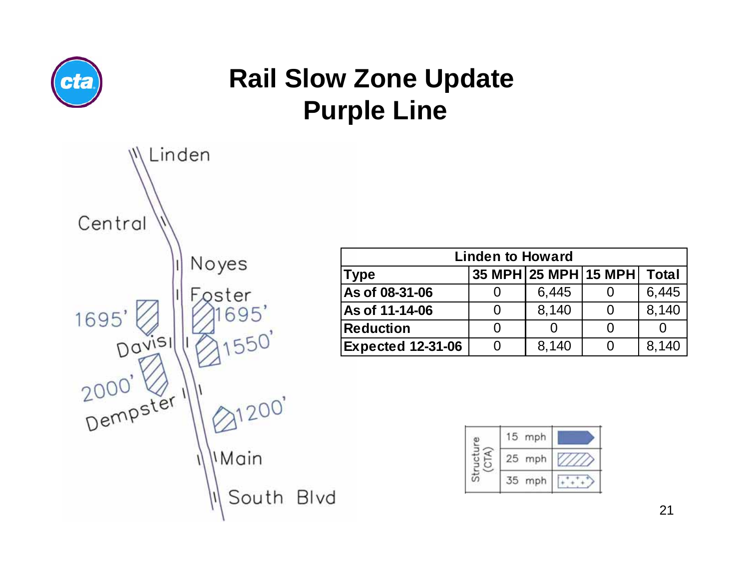# Rail Slow Zone Update
# Purple Line

Linden

Central

Noyes

Foster

1695'

1695'

Davis

1550'

2000'

Dempster

1200'

Main

South Blvd

| Linden to Howard | | | | |
|---|---|---|---|---|
| **Type** | **35 MPH** | **25 MPH** | **15 MPH** | **Total** |
| **As of 08-31-06** | 0 | 6,445 | 0 | 6,445 |
| **As of 11-14-06** | 0 | 8,140 | 0 | 8,140 |
| **Reduction** | 0 | 0 | 0 | 0 |
| **Expected 12-31-06** | 0 | 8,140 | 0 | 8,140 |

| Structure (CTA) | |
|---|---|
| | 15 mph |
| | 25 mph |
| | 35 mph |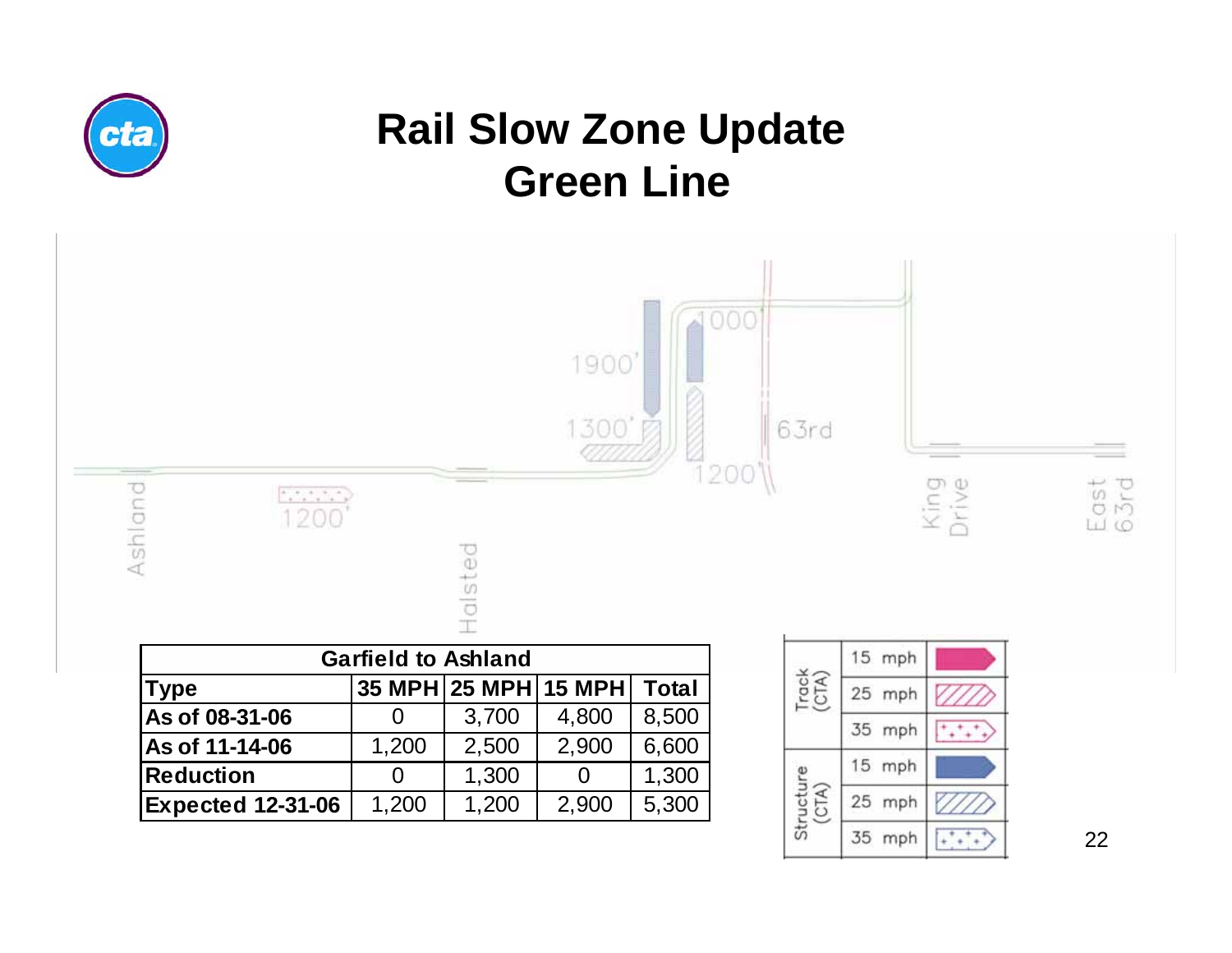# Rail Slow Zone Update
# Green Line

| Garfield to Ashland | | | | |
|---|---|---|---|---|
| **Type** | **35 MPH** | **25 MPH** | **15 MPH** | **Total** |
| **As of 08-31-06** | 0 | 3,700 | 4,800 | 8,500 |
| **As of 11-14-06** | 1,200 | 2,500 | 2,900 | 6,600 |
| **Reduction** | 0 | 1,300 | 0 | 1,300 |
| **Expected 12-31-06** | 1,200 | 1,200 | 2,900 | 5,300 |

| | Speed |
|---|---|
| Track (CTA) | 15 mph |
| | 25 mph |
| | 35 mph |
| Structure (CTA) | 15 mph |
| | 25 mph |
| | 35 mph |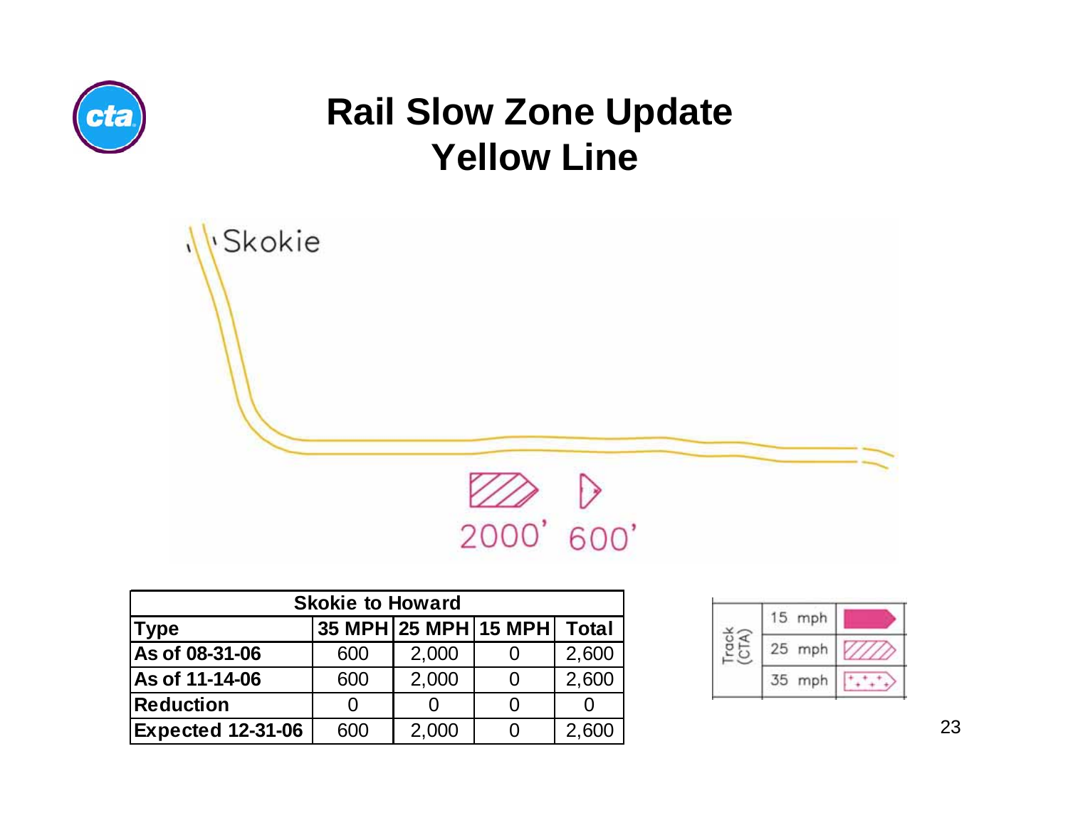# Rail Slow Zone Update
## Yellow Line

Skokie

2000' 600'

| Skokie to Howard | | | | |
|---|---|---|---|---|
| **Type** | **35 MPH** | **25 MPH** | **15 MPH** | **Total** |
| **As of 08-31-06** | 600 | 2,000 | 0 | 2,600 |
| **As of 11-14-06** | 600 | 2,000 | 0 | 2,600 |
| **Reduction** | 0 | 0 | 0 | 0 |
| **Expected 12-31-06** | 600 | 2,000 | 0 | 2,600 |

| Track (CTA) | |
|---|---|
| 15 mph | |
| 25 mph | |
| 35 mph | |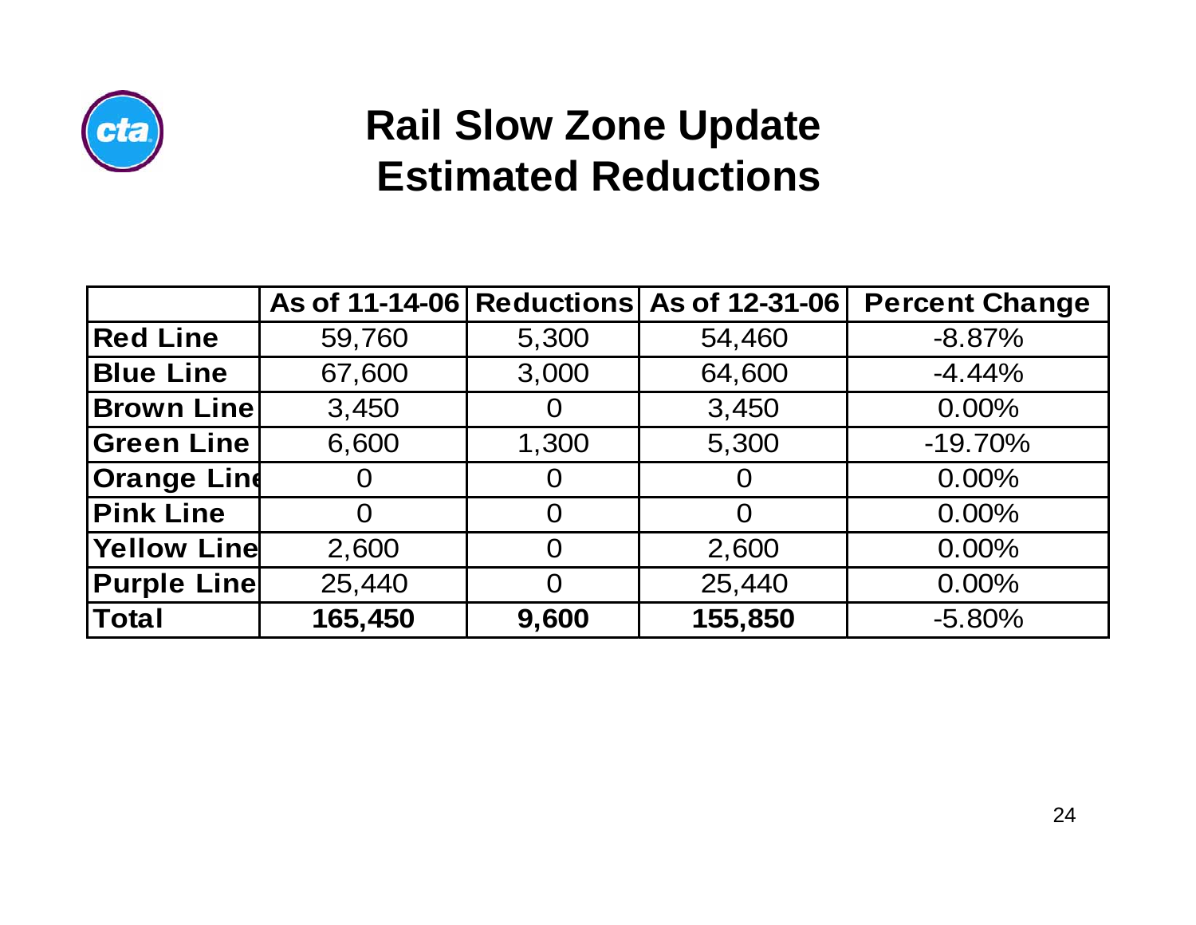# Rail Slow Zone Update
# Estimated Reductions

| | As of 11-14-06 | Reductions | As of 12-31-06 | Percent Change |
|---|---|---|---|---|
| **Red Line** | 59,760 | 5,300 | 54,460 | -8.87% |
| **Blue Line** | 67,600 | 3,000 | 64,600 | -4.44% |
| **Brown Line** | 3,450 | 0 | 3,450 | 0.00% |
| **Green Line** | 6,600 | 1,300 | 5,300 | -19.70% |
| **Orange Line** | 0 | 0 | 0 | 0.00% |
| **Pink Line** | 0 | 0 | 0 | 0.00% |
| **Yellow Line** | 2,600 | 0 | 2,600 | 0.00% |
| **Purple Line** | 25,440 | 0 | 25,440 | 0.00% |
| **Total** | **165,450** | **9,600** | **155,850** | -5.80% |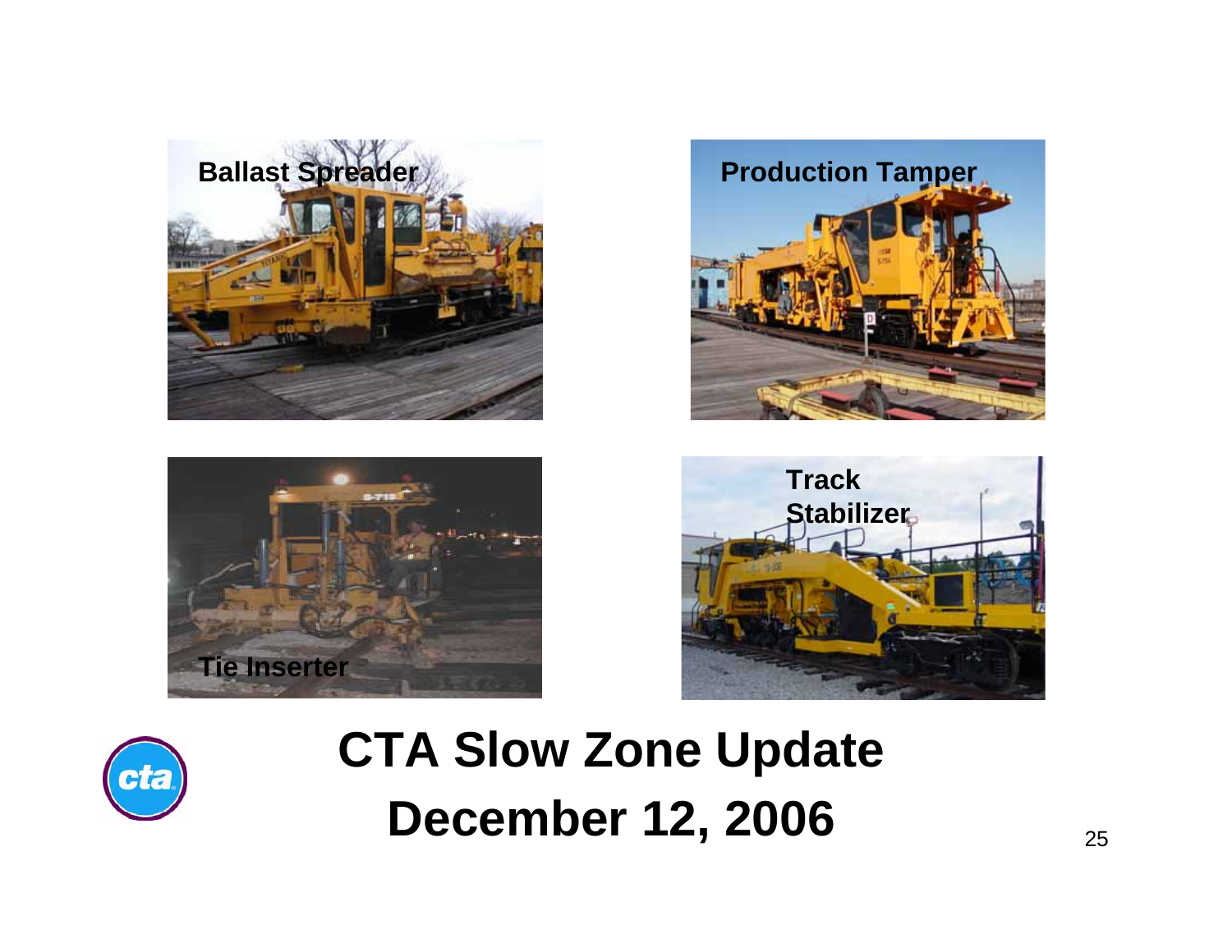Ballast Spreader

Production Tamper

Tie Inserter

Track Stabilizer

# CTA Slow Zone Update
# December 12, 2006